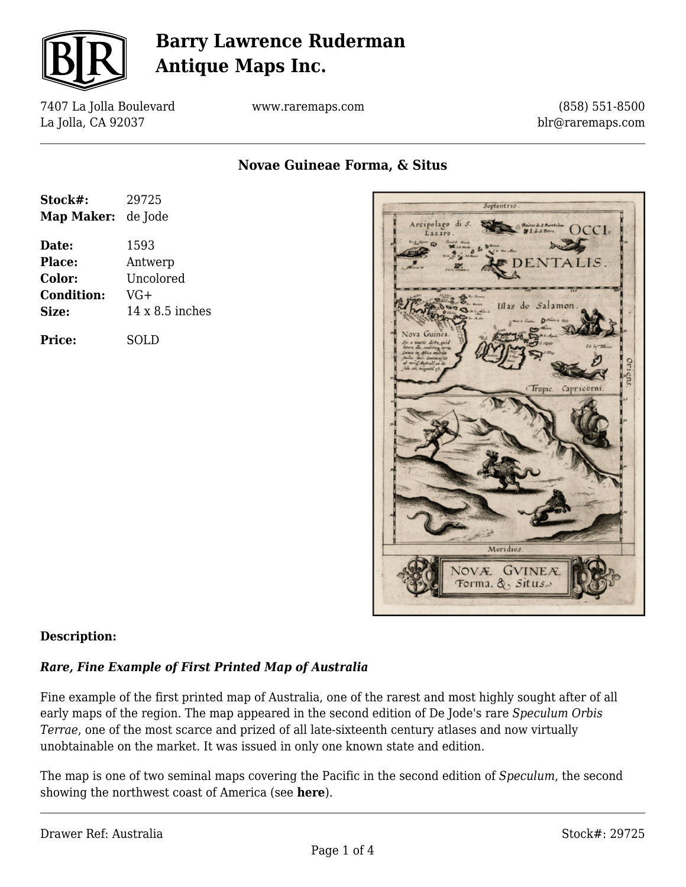# Barry Lawrence Ruderman Antique Maps Inc.

7407 La Jolla Boulevard
La Jolla, CA 92037

www.raremaps.com

(858) 551-8500
blr@raremaps.com

## Novae Guineae Forma, & Situs

| | |
|---|---|
| **Stock#:** | 29725 |
| **Map Maker:** | de Jode |
| **Date:** | 1593 |
| **Place:** | Antwerp |
| **Color:** | Uncolored |
| **Condition:** | VG+ |
| **Size:** | 14 x 8.5 inches |
| **Price:** | SOLD |

### Description:

***Rare, Fine Example of First Printed Map of Australia***

Fine example of the first printed map of Australia, one of the rarest and most highly sought after of all early maps of the region. The map appeared in the second edition of De Jode's rare *Speculum Orbis Terrae*, one of the most scarce and prized of all late-sixteenth century atlases and now virtually unobtainable on the market. It was issued in only one known state and edition.

The map is one of two seminal maps covering the Pacific in the second edition of *Speculum*, the second showing the northwest coast of America (see **here**).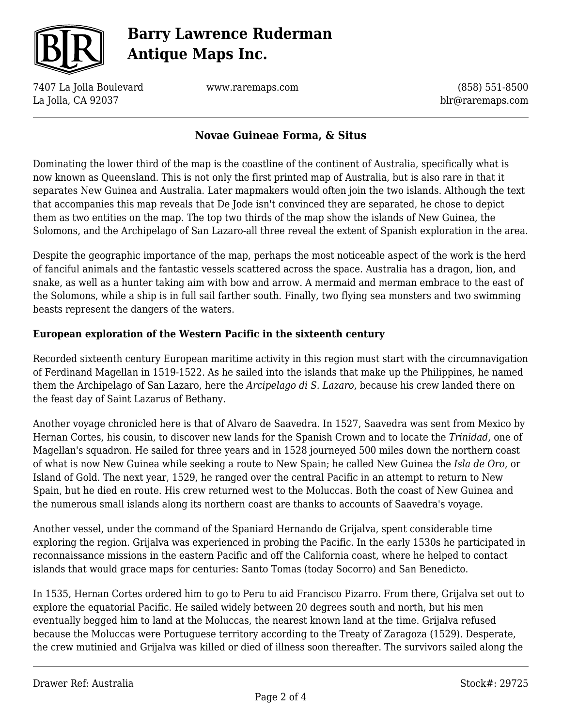## Novae Guineae Forma, & Situs

Dominating the lower third of the map is the coastline of the continent of Australia, specifically what is now known as Queensland. This is not only the first printed map of Australia, but is also rare in that it separates New Guinea and Australia. Later mapmakers would often join the two islands. Although the text that accompanies this map reveals that De Jode isn't convinced they are separated, he chose to depict them as two entities on the map. The top two thirds of the map show the islands of New Guinea, the Solomons, and the Archipelago of San Lazaro-all three reveal the extent of Spanish exploration in the area.

Despite the geographic importance of the map, perhaps the most noticeable aspect of the work is the herd of fanciful animals and the fantastic vessels scattered across the space. Australia has a dragon, lion, and snake, as well as a hunter taking aim with bow and arrow. A mermaid and merman embrace to the east of the Solomons, while a ship is in full sail farther south. Finally, two flying sea monsters and two swimming beasts represent the dangers of the waters.

**European exploration of the Western Pacific in the sixteenth century**

Recorded sixteenth century European maritime activity in this region must start with the circumnavigation of Ferdinand Magellan in 1519-1522. As he sailed into the islands that make up the Philippines, he named them the Archipelago of San Lazaro, here the *Arcipelago di S. Lazaro*, because his crew landed there on the feast day of Saint Lazarus of Bethany.

Another voyage chronicled here is that of Alvaro de Saavedra. In 1527, Saavedra was sent from Mexico by Hernan Cortes, his cousin, to discover new lands for the Spanish Crown and to locate the *Trinidad*, one of Magellan's squadron. He sailed for three years and in 1528 journeyed 500 miles down the northern coast of what is now New Guinea while seeking a route to New Spain; he called New Guinea the *Isla de Oro*, or Island of Gold. The next year, 1529, he ranged over the central Pacific in an attempt to return to New Spain, but he died en route. His crew returned west to the Moluccas. Both the coast of New Guinea and the numerous small islands along its northern coast are thanks to accounts of Saavedra's voyage.

Another vessel, under the command of the Spaniard Hernando de Grijalva, spent considerable time exploring the region. Grijalva was experienced in probing the Pacific. In the early 1530s he participated in reconnaissance missions in the eastern Pacific and off the California coast, where he helped to contact islands that would grace maps for centuries: Santo Tomas (today Socorro) and San Benedicto.

In 1535, Hernan Cortes ordered him to go to Peru to aid Francisco Pizarro. From there, Grijalva set out to explore the equatorial Pacific. He sailed widely between 20 degrees south and north, but his men eventually begged him to land at the Moluccas, the nearest known land at the time. Grijalva refused because the Moluccas were Portuguese territory according to the Treaty of Zaragoza (1529). Desperate, the crew mutinied and Grijalva was killed or died of illness soon thereafter. The survivors sailed along the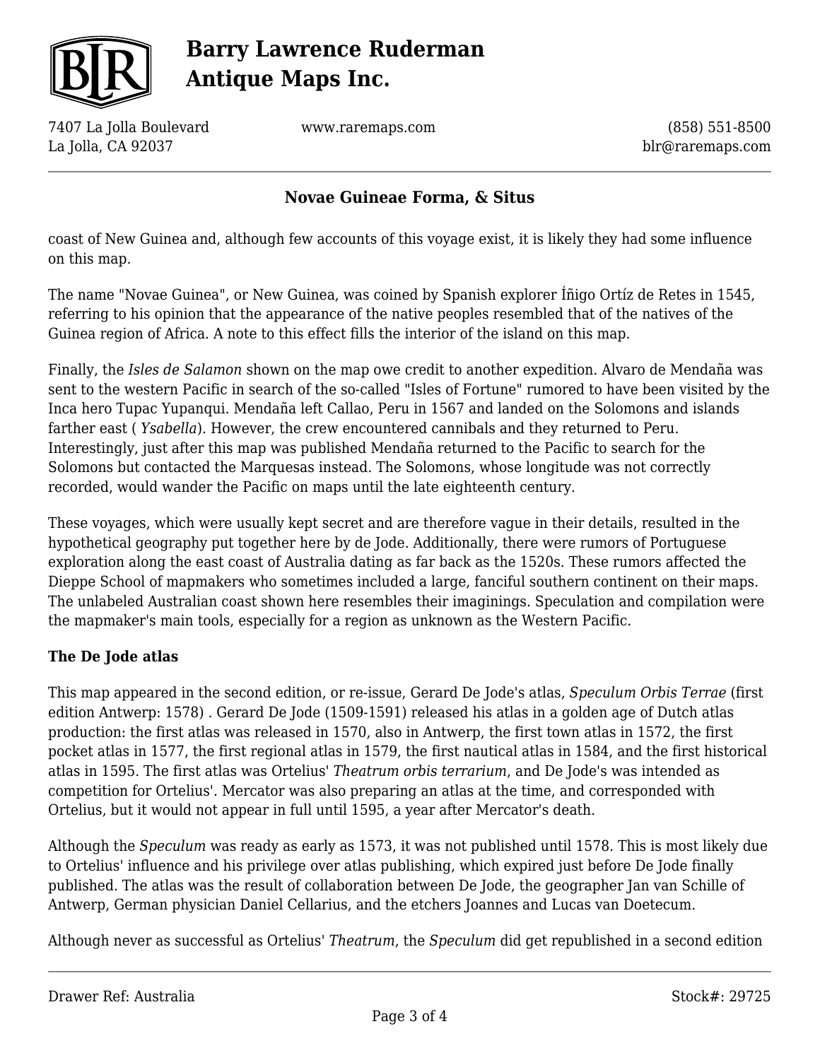coast of New Guinea and, although few accounts of this voyage exist, it is likely they had some influence on this map.

The name "Novae Guinea", or New Guinea, was coined by Spanish explorer Íñigo Ortíz de Retes in 1545, referring to his opinion that the appearance of the native peoples resembled that of the natives of the Guinea region of Africa. A note to this effect fills the interior of the island on this map.

Finally, the *Isles de Salamon* shown on the map owe credit to another expedition. Alvaro de Mendaña was sent to the western Pacific in search of the so-called "Isles of Fortune" rumored to have been visited by the Inca hero Tupac Yupanqui. Mendaña left Callao, Peru in 1567 and landed on the Solomons and islands farther east ( *Ysabella*). However, the crew encountered cannibals and they returned to Peru. Interestingly, just after this map was published Mendaña returned to the Pacific to search for the Solomons but contacted the Marquesas instead. The Solomons, whose longitude was not correctly recorded, would wander the Pacific on maps until the late eighteenth century.

These voyages, which were usually kept secret and are therefore vague in their details, resulted in the hypothetical geography put together here by de Jode. Additionally, there were rumors of Portuguese exploration along the east coast of Australia dating as far back as the 1520s. These rumors affected the Dieppe School of mapmakers who sometimes included a large, fanciful southern continent on their maps. The unlabeled Australian coast shown here resembles their imaginings. Speculation and compilation were the mapmaker's main tools, especially for a region as unknown as the Western Pacific.

**The De Jode atlas**

This map appeared in the second edition, or re-issue, Gerard De Jode's atlas, *Speculum Orbis Terrae* (first edition Antwerp: 1578) . Gerard De Jode (1509-1591) released his atlas in a golden age of Dutch atlas production: the first atlas was released in 1570, also in Antwerp, the first town atlas in 1572, the first pocket atlas in 1577, the first regional atlas in 1579, the first nautical atlas in 1584, and the first historical atlas in 1595. The first atlas was Ortelius' *Theatrum orbis terrarium*, and De Jode's was intended as competition for Ortelius'. Mercator was also preparing an atlas at the time, and corresponded with Ortelius, but it would not appear in full until 1595, a year after Mercator's death.

Although the *Speculum* was ready as early as 1573, it was not published until 1578. This is most likely due to Ortelius' influence and his privilege over atlas publishing, which expired just before De Jode finally published. The atlas was the result of collaboration between De Jode, the geographer Jan van Schille of Antwerp, German physician Daniel Cellarius, and the etchers Joannes and Lucas van Doetecum.

Although never as successful as Ortelius' *Theatrum*, the *Speculum* did get republished in a second edition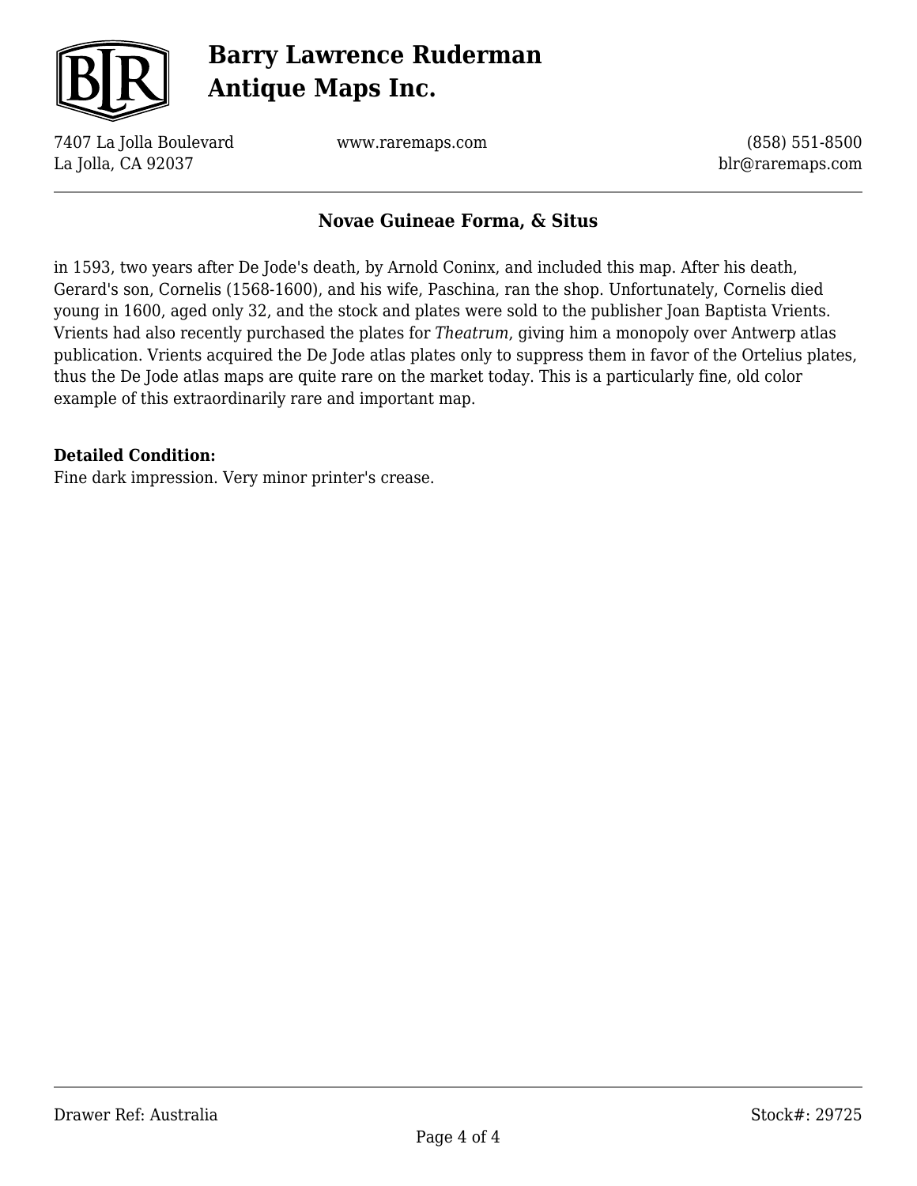## Novae Guineae Forma, & Situs

in 1593, two years after De Jode's death, by Arnold Coninx, and included this map. After his death, Gerard's son, Cornelis (1568-1600), and his wife, Paschina, ran the shop. Unfortunately, Cornelis died young in 1600, aged only 32, and the stock and plates were sold to the publisher Joan Baptista Vrients. Vrients had also recently purchased the plates for *Theatrum*, giving him a monopoly over Antwerp atlas publication. Vrients acquired the De Jode atlas plates only to suppress them in favor of the Ortelius plates, thus the De Jode atlas maps are quite rare on the market today. This is a particularly fine, old color example of this extraordinarily rare and important map.

**Detailed Condition:**
Fine dark impression. Very minor printer's crease.

Drawer Ref: Australia

Stock#: 29725